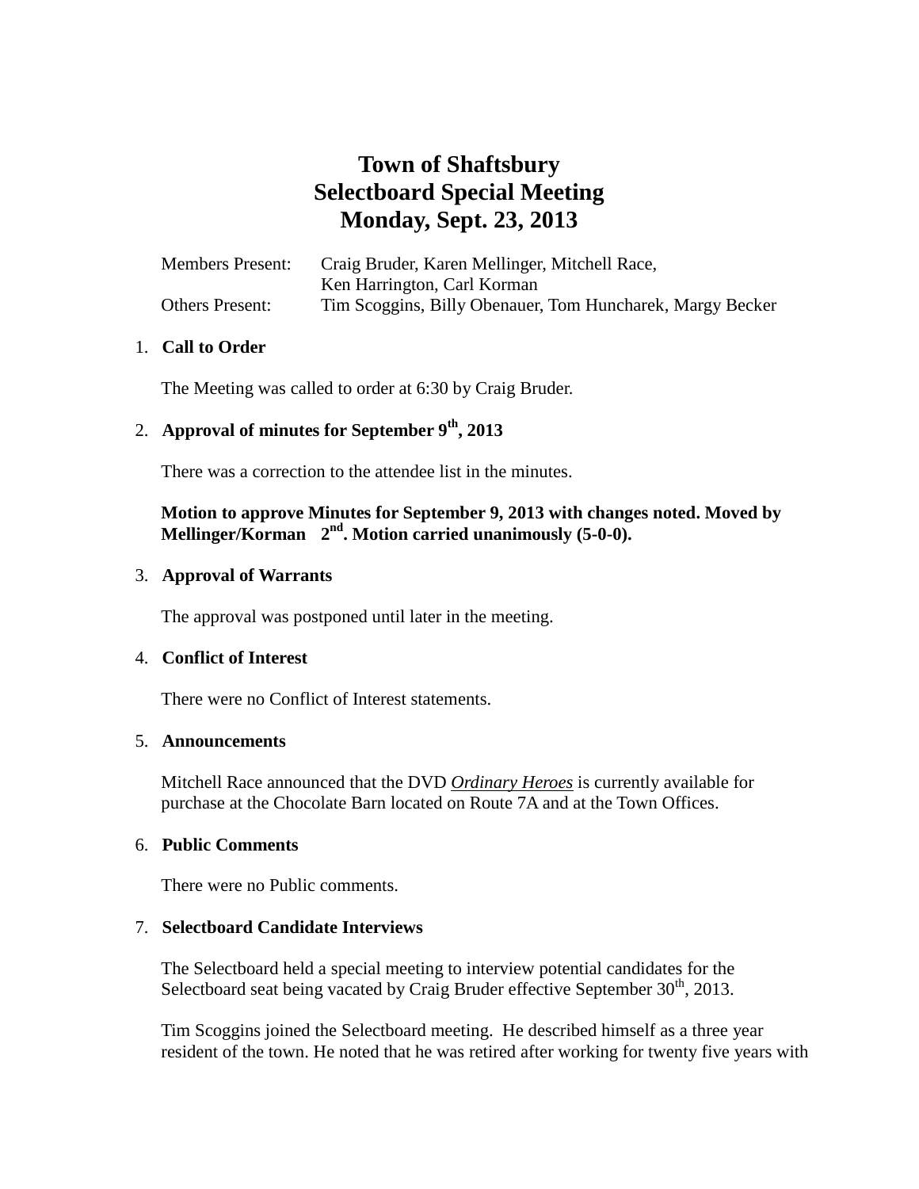# Town of Shaftsbury
# Selectboard Special Meeting
# Monday, Sept. 23, 2013

Members Present: Craig Bruder, Karen Mellinger, Mitchell Race, Ken Harrington, Carl Korman

Others Present: Tim Scoggins, Billy Obenauer, Tom Huncharek, Margy Becker

1. **Call to Order**

   The Meeting was called to order at 6:30 by Craig Bruder.

2. **Approval of minutes for September 9th, 2013**

   There was a correction to the attendee list in the minutes.

   **Motion to approve Minutes for September 9, 2013 with changes noted. Moved by Mellinger/Korman 2nd. Motion carried unanimously (5-0-0).**

3. **Approval of Warrants**

   The approval was postponed until later in the meeting.

4. **Conflict of Interest**

   There were no Conflict of Interest statements.

5. **Announcements**

   Mitchell Race announced that the DVD ***Ordinary Heroes*** is currently available for purchase at the Chocolate Barn located on Route 7A and at the Town Offices.

6. **Public Comments**

   There were no Public comments.

7. **Selectboard Candidate Interviews**

   The Selectboard held a special meeting to interview potential candidates for the Selectboard seat being vacated by Craig Bruder effective September 30th, 2013.

   Tim Scoggins joined the Selectboard meeting. He described himself as a three year resident of the town. He noted that he was retired after working for twenty five years with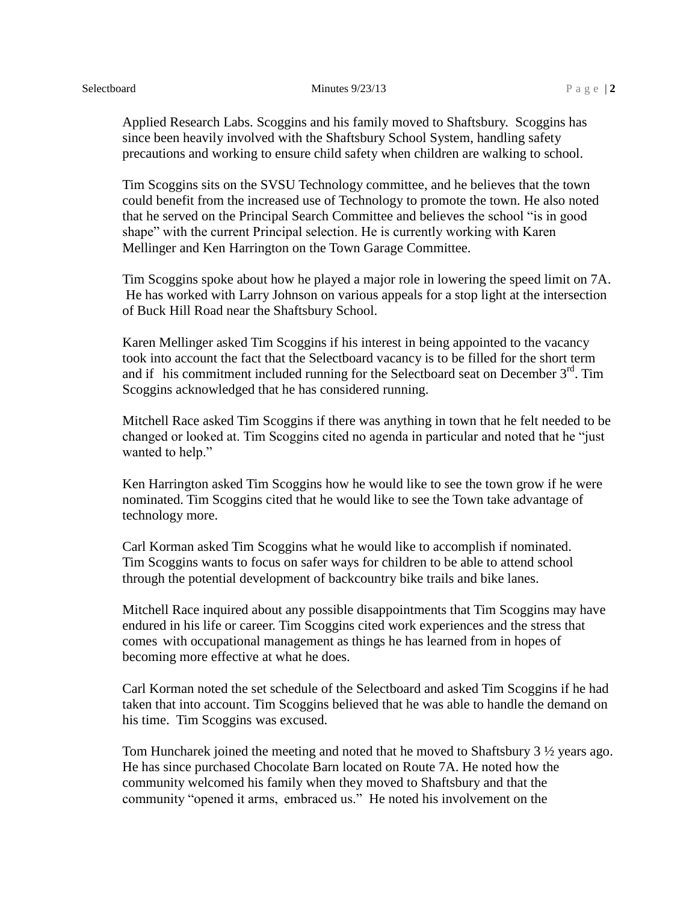Applied Research Labs. Scoggins and his family moved to Shaftsbury. Scoggins has since been heavily involved with the Shaftsbury School System, handling safety precautions and working to ensure child safety when children are walking to school.

Tim Scoggins sits on the SVSU Technology committee, and he believes that the town could benefit from the increased use of Technology to promote the town. He also noted that he served on the Principal Search Committee and believes the school "is in good shape" with the current Principal selection. He is currently working with Karen Mellinger and Ken Harrington on the Town Garage Committee.

Tim Scoggins spoke about how he played a major role in lowering the speed limit on 7A. He has worked with Larry Johnson on various appeals for a stop light at the intersection of Buck Hill Road near the Shaftsbury School.

Karen Mellinger asked Tim Scoggins if his interest in being appointed to the vacancy took into account the fact that the Selectboard vacancy is to be filled for the short term and if his commitment included running for the Selectboard seat on December 3rd. Tim Scoggins acknowledged that he has considered running.

Mitchell Race asked Tim Scoggins if there was anything in town that he felt needed to be changed or looked at. Tim Scoggins cited no agenda in particular and noted that he "just wanted to help."

Ken Harrington asked Tim Scoggins how he would like to see the town grow if he were nominated. Tim Scoggins cited that he would like to see the Town take advantage of technology more.

Carl Korman asked Tim Scoggins what he would like to accomplish if nominated. Tim Scoggins wants to focus on safer ways for children to be able to attend school through the potential development of backcountry bike trails and bike lanes.

Mitchell Race inquired about any possible disappointments that Tim Scoggins may have endured in his life or career. Tim Scoggins cited work experiences and the stress that comes with occupational management as things he has learned from in hopes of becoming more effective at what he does.

Carl Korman noted the set schedule of the Selectboard and asked Tim Scoggins if he had taken that into account. Tim Scoggins believed that he was able to handle the demand on his time. Tim Scoggins was excused.

Tom Huncharek joined the meeting and noted that he moved to Shaftsbury 3 ½ years ago. He has since purchased Chocolate Barn located on Route 7A. He noted how the community welcomed his family when they moved to Shaftsbury and that the community "opened it arms, embraced us." He noted his involvement on the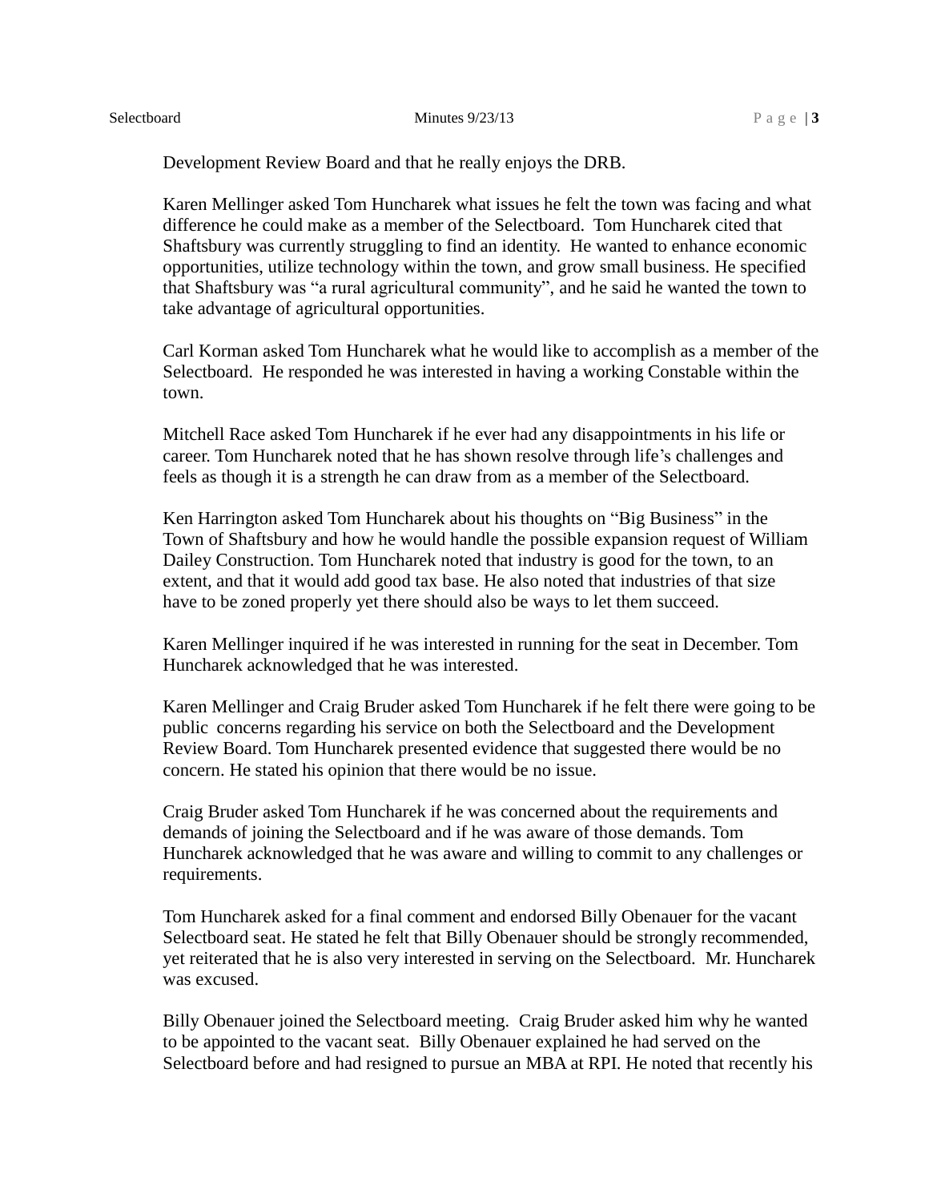Development Review Board and that he really enjoys the DRB.

Karen Mellinger asked Tom Huncharek what issues he felt the town was facing and what difference he could make as a member of the Selectboard. Tom Huncharek cited that Shaftsbury was currently struggling to find an identity. He wanted to enhance economic opportunities, utilize technology within the town, and grow small business. He specified that Shaftsbury was "a rural agricultural community", and he said he wanted the town to take advantage of agricultural opportunities.

Carl Korman asked Tom Huncharek what he would like to accomplish as a member of the Selectboard. He responded he was interested in having a working Constable within the town.

Mitchell Race asked Tom Huncharek if he ever had any disappointments in his life or career. Tom Huncharek noted that he has shown resolve through life's challenges and feels as though it is a strength he can draw from as a member of the Selectboard.

Ken Harrington asked Tom Huncharek about his thoughts on "Big Business" in the Town of Shaftsbury and how he would handle the possible expansion request of William Dailey Construction. Tom Huncharek noted that industry is good for the town, to an extent, and that it would add good tax base. He also noted that industries of that size have to be zoned properly yet there should also be ways to let them succeed.

Karen Mellinger inquired if he was interested in running for the seat in December. Tom Huncharek acknowledged that he was interested.

Karen Mellinger and Craig Bruder asked Tom Huncharek if he felt there were going to be public concerns regarding his service on both the Selectboard and the Development Review Board. Tom Huncharek presented evidence that suggested there would be no concern. He stated his opinion that there would be no issue.

Craig Bruder asked Tom Huncharek if he was concerned about the requirements and demands of joining the Selectboard and if he was aware of those demands. Tom Huncharek acknowledged that he was aware and willing to commit to any challenges or requirements.

Tom Huncharek asked for a final comment and endorsed Billy Obenauer for the vacant Selectboard seat. He stated he felt that Billy Obenauer should be strongly recommended, yet reiterated that he is also very interested in serving on the Selectboard. Mr. Huncharek was excused.

Billy Obenauer joined the Selectboard meeting. Craig Bruder asked him why he wanted to be appointed to the vacant seat. Billy Obenauer explained he had served on the Selectboard before and had resigned to pursue an MBA at RPI. He noted that recently his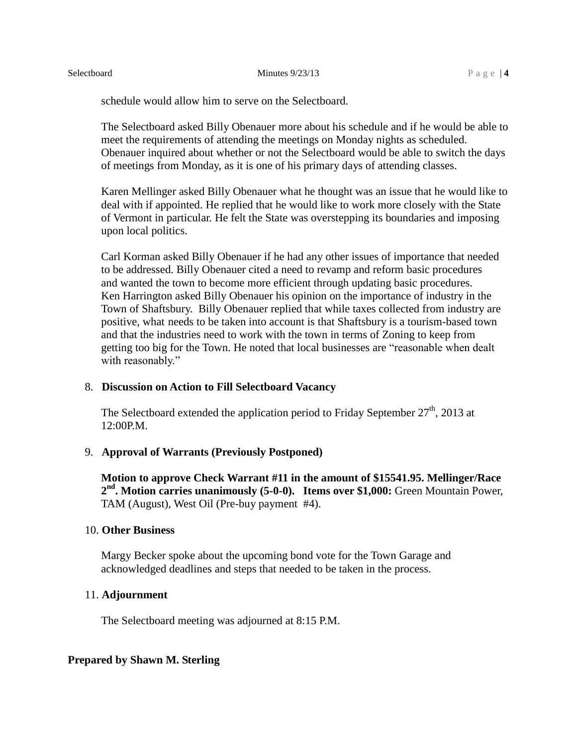schedule would allow him to serve on the Selectboard.

The Selectboard asked Billy Obenauer more about his schedule and if he would be able to meet the requirements of attending the meetings on Monday nights as scheduled. Obenauer inquired about whether or not the Selectboard would be able to switch the days of meetings from Monday, as it is one of his primary days of attending classes.

Karen Mellinger asked Billy Obenauer what he thought was an issue that he would like to deal with if appointed. He replied that he would like to work more closely with the State of Vermont in particular. He felt the State was overstepping its boundaries and imposing upon local politics.

Carl Korman asked Billy Obenauer if he had any other issues of importance that needed to be addressed. Billy Obenauer cited a need to revamp and reform basic procedures and wanted the town to become more efficient through updating basic procedures. Ken Harrington asked Billy Obenauer his opinion on the importance of industry in the Town of Shaftsbury. Billy Obenauer replied that while taxes collected from industry are positive, what needs to be taken into account is that Shaftsbury is a tourism-based town and that the industries need to work with the town in terms of Zoning to keep from getting too big for the Town. He noted that local businesses are "reasonable when dealt with reasonably."

8. **Discussion on Action to Fill Selectboard Vacancy**

   The Selectboard extended the application period to Friday September 27th, 2013 at 12:00P.M.

9. **Approval of Warrants (Previously Postponed)**

   **Motion to approve Check Warrant #11 in the amount of $15541.95. Mellinger/Race 2nd. Motion carries unanimously (5-0-0). Items over $1,000:** Green Mountain Power, TAM (August), West Oil (Pre-buy payment #4).

10. **Other Business**

    Margy Becker spoke about the upcoming bond vote for the Town Garage and acknowledged deadlines and steps that needed to be taken in the process.

11. **Adjournment**

    The Selectboard meeting was adjourned at 8:15 P.M.

**Prepared by Shawn M. Sterling**